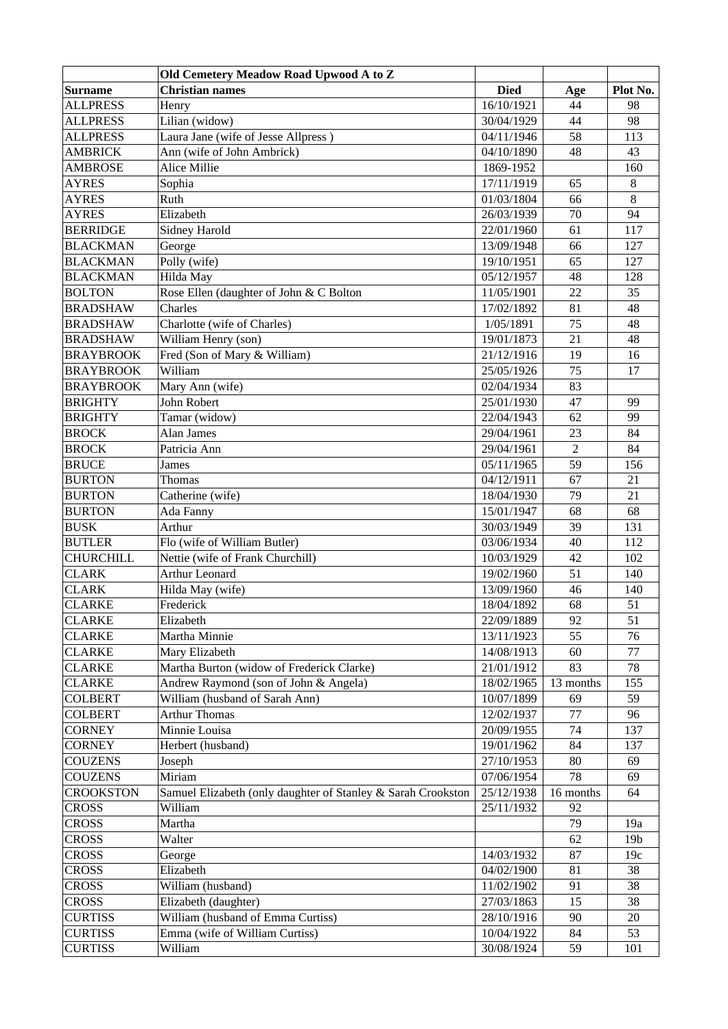| | Old Cemetery Meadow Road Upwood A to Z | | | |
|---|---|---|---|---|
| **Surname** | **Christian names** | **Died** | **Age** | **Plot No.** |
| ALLPRESS | Henry | 16/10/1921 | 44 | 98 |
| ALLPRESS | Lilian (widow) | 30/04/1929 | 44 | 98 |
| ALLPRESS | Laura Jane (wife of Jesse Allpress ) | 04/11/1946 | 58 | 113 |
| AMBRICK | Ann (wife of John Ambrick) | 04/10/1890 | 48 | 43 |
| AMBROSE | Alice Millie | 1869-1952 | | 160 |
| AYRES | Sophia | 17/11/1919 | 65 | 8 |
| AYRES | Ruth | 01/03/1804 | 66 | 8 |
| AYRES | Elizabeth | 26/03/1939 | 70 | 94 |
| BERRIDGE | Sidney Harold | 22/01/1960 | 61 | 117 |
| BLACKMAN | George | 13/09/1948 | 66 | 127 |
| BLACKMAN | Polly (wife) | 19/10/1951 | 65 | 127 |
| BLACKMAN | Hilda May | 05/12/1957 | 48 | 128 |
| BOLTON | Rose Ellen (daughter of John & C Bolton | 11/05/1901 | 22 | 35 |
| BRADSHAW | Charles | 17/02/1892 | 81 | 48 |
| BRADSHAW | Charlotte (wife of Charles) | 1/05/1891 | 75 | 48 |
| BRADSHAW | William Henry (son) | 19/01/1873 | 21 | 48 |
| BRAYBROOK | Fred (Son of Mary & William) | 21/12/1916 | 19 | 16 |
| BRAYBROOK | William | 25/05/1926 | 75 | 17 |
| BRAYBROOK | Mary Ann (wife) | 02/04/1934 | 83 | |
| BRIGHTY | John Robert | 25/01/1930 | 47 | 99 |
| BRIGHTY | Tamar (widow) | 22/04/1943 | 62 | 99 |
| BROCK | Alan James | 29/04/1961 | 23 | 84 |
| BROCK | Patricia Ann | 29/04/1961 | 2 | 84 |
| BRUCE | James | 05/11/1965 | 59 | 156 |
| BURTON | Thomas | 04/12/1911 | 67 | 21 |
| BURTON | Catherine (wife) | 18/04/1930 | 79 | 21 |
| BURTON | Ada Fanny | 15/01/1947 | 68 | 68 |
| BUSK | Arthur | 30/03/1949 | 39 | 131 |
| BUTLER | Flo (wife of William Butler) | 03/06/1934 | 40 | 112 |
| CHURCHILL | Nettie (wife of Frank Churchill) | 10/03/1929 | 42 | 102 |
| CLARK | Arthur Leonard | 19/02/1960 | 51 | 140 |
| CLARK | Hilda May (wife) | 13/09/1960 | 46 | 140 |
| CLARKE | Frederick | 18/04/1892 | 68 | 51 |
| CLARKE | Elizabeth | 22/09/1889 | 92 | 51 |
| CLARKE | Martha Minnie | 13/11/1923 | 55 | 76 |
| CLARKE | Mary Elizabeth | 14/08/1913 | 60 | 77 |
| CLARKE | Martha Burton (widow of Frederick Clarke) | 21/01/1912 | 83 | 78 |
| CLARKE | Andrew Raymond (son of John & Angela) | 18/02/1965 | 13 months | 155 |
| COLBERT | William (husband of Sarah Ann) | 10/07/1899 | 69 | 59 |
| COLBERT | Arthur Thomas | 12/02/1937 | 77 | 96 |
| CORNEY | Minnie Louisa | 20/09/1955 | 74 | 137 |
| CORNEY | Herbert (husband) | 19/01/1962 | 84 | 137 |
| COUZENS | Joseph | 27/10/1953 | 80 | 69 |
| COUZENS | Miriam | 07/06/1954 | 78 | 69 |
| CROOKSTON | Samuel Elizabeth (only daughter of Stanley & Sarah Crookston | 25/12/1938 | 16 months | 64 |
| CROSS | William | 25/11/1932 | 92 | |
| CROSS | Martha | | 79 | 19a |
| CROSS | Walter | | 62 | 19b |
| CROSS | George | 14/03/1932 | 87 | 19c |
| CROSS | Elizabeth | 04/02/1900 | 81 | 38 |
| CROSS | William (husband) | 11/02/1902 | 91 | 38 |
| CROSS | Elizabeth (daughter) | 27/03/1863 | 15 | 38 |
| CURTISS | William (husband of Emma Curtiss) | 28/10/1916 | 90 | 20 |
| CURTISS | Emma (wife of William Curtiss) | 10/04/1922 | 84 | 53 |
| CURTISS | William | 30/08/1924 | 59 | 101 |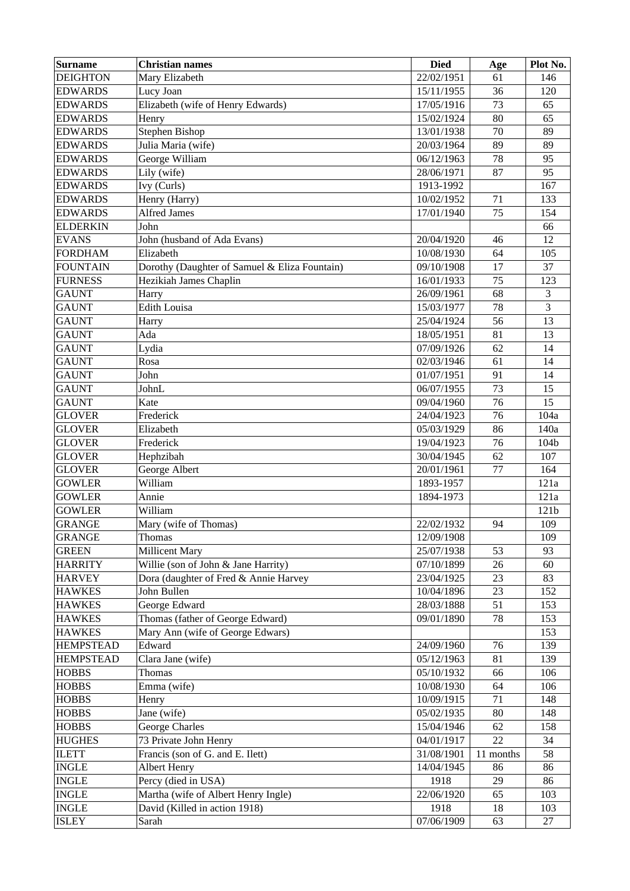| Surname | Christian names | Died | Age | Plot No. |
|---|---|---|---|---|
| DEIGHTON | Mary Elizabeth | 22/02/1951 | 61 | 146 |
| EDWARDS | Lucy Joan | 15/11/1955 | 36 | 120 |
| EDWARDS | Elizabeth (wife of Henry Edwards) | 17/05/1916 | 73 | 65 |
| EDWARDS | Henry | 15/02/1924 | 80 | 65 |
| EDWARDS | Stephen Bishop | 13/01/1938 | 70 | 89 |
| EDWARDS | Julia Maria (wife) | 20/03/1964 | 89 | 89 |
| EDWARDS | George William | 06/12/1963 | 78 | 95 |
| EDWARDS | Lily (wife) | 28/06/1971 | 87 | 95 |
| EDWARDS | Ivy (Curls) | 1913-1992 | | 167 |
| EDWARDS | Henry (Harry) | 10/02/1952 | 71 | 133 |
| EDWARDS | Alfred James | 17/01/1940 | 75 | 154 |
| ELDERKIN | John | | | 66 |
| EVANS | John (husband of Ada Evans) | 20/04/1920 | 46 | 12 |
| FORDHAM | Elizabeth | 10/08/1930 | 64 | 105 |
| FOUNTAIN | Dorothy (Daughter of Samuel & Eliza Fountain) | 09/10/1908 | 17 | 37 |
| FURNESS | Hezikiah James Chaplin | 16/01/1933 | 75 | 123 |
| GAUNT | Harry | 26/09/1961 | 68 | 3 |
| GAUNT | Edith Louisa | 15/03/1977 | 78 | 3 |
| GAUNT | Harry | 25/04/1924 | 56 | 13 |
| GAUNT | Ada | 18/05/1951 | 81 | 13 |
| GAUNT | Lydia | 07/09/1926 | 62 | 14 |
| GAUNT | Rosa | 02/03/1946 | 61 | 14 |
| GAUNT | John | 01/07/1951 | 91 | 14 |
| GAUNT | JohnL | 06/07/1955 | 73 | 15 |
| GAUNT | Kate | 09/04/1960 | 76 | 15 |
| GLOVER | Frederick | 24/04/1923 | 76 | 104a |
| GLOVER | Elizabeth | 05/03/1929 | 86 | 140a |
| GLOVER | Frederick | 19/04/1923 | 76 | 104b |
| GLOVER | Hephzibah | 30/04/1945 | 62 | 107 |
| GLOVER | George Albert | 20/01/1961 | 77 | 164 |
| GOWLER | William | 1893-1957 | | 121a |
| GOWLER | Annie | 1894-1973 | | 121a |
| GOWLER | William | | | 121b |
| GRANGE | Mary (wife of Thomas) | 22/02/1932 | 94 | 109 |
| GRANGE | Thomas | 12/09/1908 | | 109 |
| GREEN | Millicent Mary | 25/07/1938 | 53 | 93 |
| HARRITY | Willie (son of John & Jane Harrity) | 07/10/1899 | 26 | 60 |
| HARVEY | Dora (daughter of Fred & Annie Harvey | 23/04/1925 | 23 | 83 |
| HAWKES | John Bullen | 10/04/1896 | 23 | 152 |
| HAWKES | George Edward | 28/03/1888 | 51 | 153 |
| HAWKES | Thomas (father of George Edward) | 09/01/1890 | 78 | 153 |
| HAWKES | Mary Ann (wife of George Edwars) | | | 153 |
| HEMPSTEAD | Edward | 24/09/1960 | 76 | 139 |
| HEMPSTEAD | Clara Jane (wife) | 05/12/1963 | 81 | 139 |
| HOBBS | Thomas | 05/10/1932 | 66 | 106 |
| HOBBS | Emma (wife) | 10/08/1930 | 64 | 106 |
| HOBBS | Henry | 10/09/1915 | 71 | 148 |
| HOBBS | Jane (wife) | 05/02/1935 | 80 | 148 |
| HOBBS | George Charles | 15/04/1946 | 62 | 158 |
| HUGHES | 73 Private John Henry | 04/01/1917 | 22 | 34 |
| ILETT | Francis (son of G. and E. Ilett) | 31/08/1901 | 11 months | 58 |
| INGLE | Albert Henry | 14/04/1945 | 86 | 86 |
| INGLE | Percy (died in USA) | 1918 | 29 | 86 |
| INGLE | Martha (wife of Albert Henry Ingle) | 22/06/1920 | 65 | 103 |
| INGLE | David (Killed in action 1918) | 1918 | 18 | 103 |
| ISLEY | Sarah | 07/06/1909 | 63 | 27 |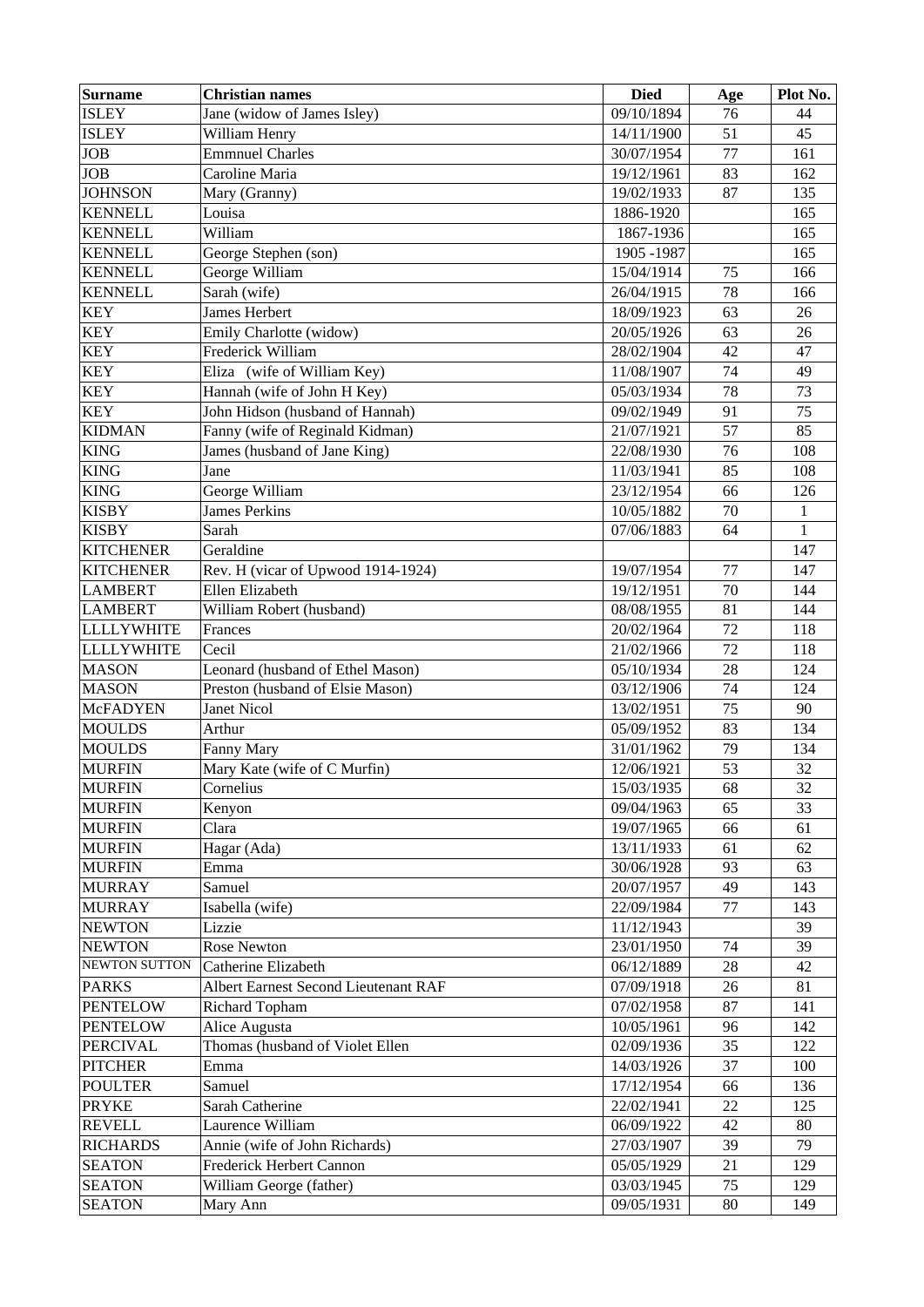| Surname | Christian names | Died | Age | Plot No. |
|---|---|---|---|---|
| ISLEY | Jane (widow of James Isley) | 09/10/1894 | 76 | 44 |
| ISLEY | William Henry | 14/11/1900 | 51 | 45 |
| JOB | Emmnuel Charles | 30/07/1954 | 77 | 161 |
| JOB | Caroline Maria | 19/12/1961 | 83 | 162 |
| JOHNSON | Mary (Granny) | 19/02/1933 | 87 | 135 |
| KENNELL | Louisa | 1886-1920 | | 165 |
| KENNELL | William | 1867-1936 | | 165 |
| KENNELL | George Stephen (son) | 1905 -1987 | | 165 |
| KENNELL | George William | 15/04/1914 | 75 | 166 |
| KENNELL | Sarah (wife) | 26/04/1915 | 78 | 166 |
| KEY | James Herbert | 18/09/1923 | 63 | 26 |
| KEY | Emily Charlotte (widow) | 20/05/1926 | 63 | 26 |
| KEY | Frederick William | 28/02/1904 | 42 | 47 |
| KEY | Eliza (wife of William Key) | 11/08/1907 | 74 | 49 |
| KEY | Hannah (wife of John H Key) | 05/03/1934 | 78 | 73 |
| KEY | John Hidson (husband of Hannah) | 09/02/1949 | 91 | 75 |
| KIDMAN | Fanny (wife of Reginald Kidman) | 21/07/1921 | 57 | 85 |
| KING | James (husband of Jane King) | 22/08/1930 | 76 | 108 |
| KING | Jane | 11/03/1941 | 85 | 108 |
| KING | George William | 23/12/1954 | 66 | 126 |
| KISBY | James Perkins | 10/05/1882 | 70 | 1 |
| KISBY | Sarah | 07/06/1883 | 64 | 1 |
| KITCHENER | Geraldine | | | 147 |
| KITCHENER | Rev. H (vicar of Upwood 1914-1924) | 19/07/1954 | 77 | 147 |
| LAMBERT | Ellen Elizabeth | 19/12/1951 | 70 | 144 |
| LAMBERT | William Robert (husband) | 08/08/1955 | 81 | 144 |
| LLLLYWHITE | Frances | 20/02/1964 | 72 | 118 |
| LLLLYWHITE | Cecil | 21/02/1966 | 72 | 118 |
| MASON | Leonard (husband of Ethel Mason) | 05/10/1934 | 28 | 124 |
| MASON | Preston (husband of Elsie Mason) | 03/12/1906 | 74 | 124 |
| McFADYEN | Janet Nicol | 13/02/1951 | 75 | 90 |
| MOULDS | Arthur | 05/09/1952 | 83 | 134 |
| MOULDS | Fanny Mary | 31/01/1962 | 79 | 134 |
| MURFIN | Mary Kate (wife of C Murfin) | 12/06/1921 | 53 | 32 |
| MURFIN | Cornelius | 15/03/1935 | 68 | 32 |
| MURFIN | Kenyon | 09/04/1963 | 65 | 33 |
| MURFIN | Clara | 19/07/1965 | 66 | 61 |
| MURFIN | Hagar (Ada) | 13/11/1933 | 61 | 62 |
| MURFIN | Emma | 30/06/1928 | 93 | 63 |
| MURRAY | Samuel | 20/07/1957 | 49 | 143 |
| MURRAY | Isabella (wife) | 22/09/1984 | 77 | 143 |
| NEWTON | Lizzie | 11/12/1943 | | 39 |
| NEWTON | Rose Newton | 23/01/1950 | 74 | 39 |
| NEWTON SUTTON | Catherine Elizabeth | 06/12/1889 | 28 | 42 |
| PARKS | Albert Earnest Second Lieutenant RAF | 07/09/1918 | 26 | 81 |
| PENTELOW | Richard Topham | 07/02/1958 | 87 | 141 |
| PENTELOW | Alice Augusta | 10/05/1961 | 96 | 142 |
| PERCIVAL | Thomas (husband of Violet Ellen | 02/09/1936 | 35 | 122 |
| PITCHER | Emma | 14/03/1926 | 37 | 100 |
| POULTER | Samuel | 17/12/1954 | 66 | 136 |
| PRYKE | Sarah Catherine | 22/02/1941 | 22 | 125 |
| REVELL | Laurence William | 06/09/1922 | 42 | 80 |
| RICHARDS | Annie (wife of John Richards) | 27/03/1907 | 39 | 79 |
| SEATON | Frederick Herbert Cannon | 05/05/1929 | 21 | 129 |
| SEATON | William George (father) | 03/03/1945 | 75 | 129 |
| SEATON | Mary Ann | 09/05/1931 | 80 | 149 |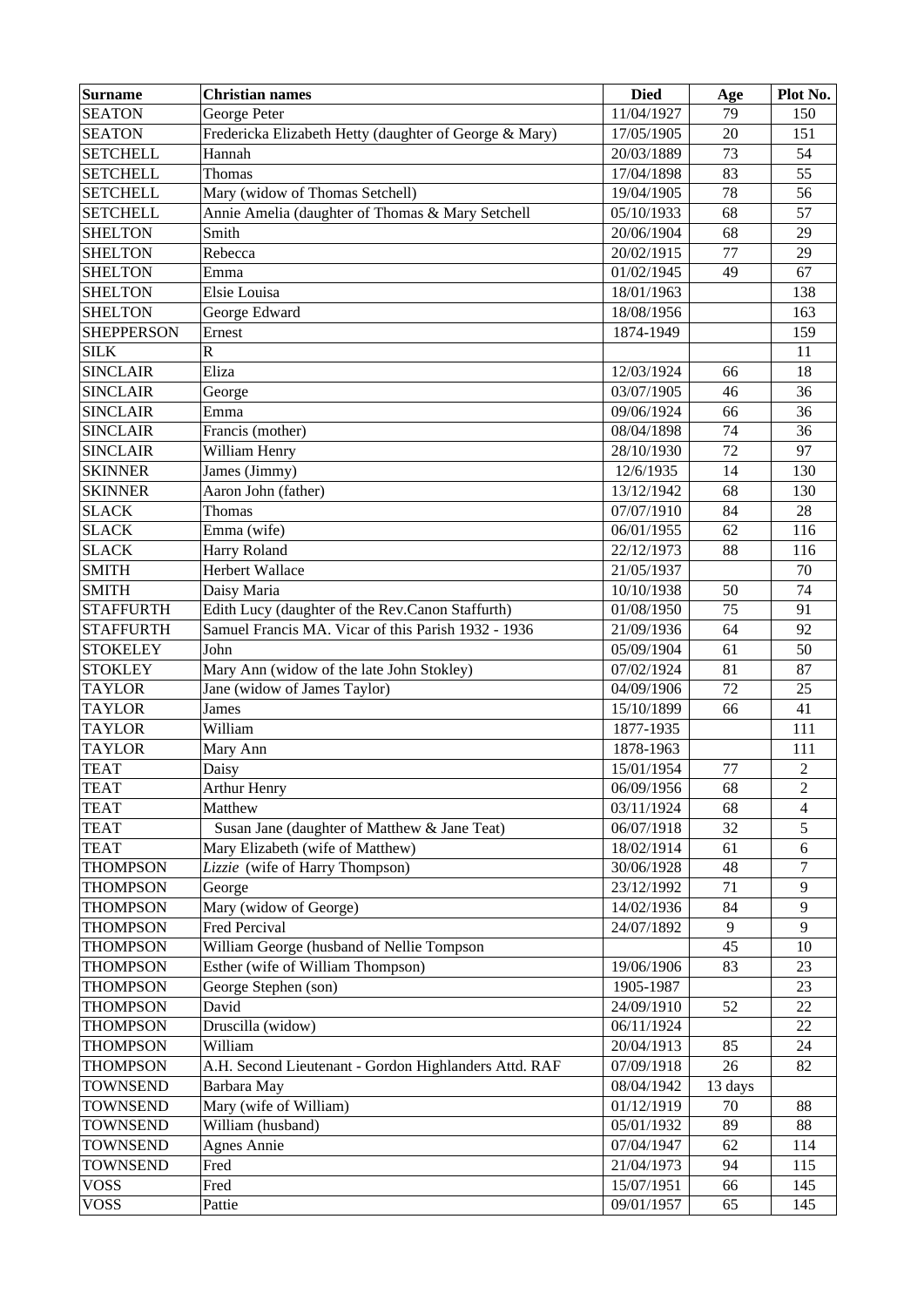| Surname | Christian names | Died | Age | Plot No. |
|---|---|---|---|---|
| SEATON | George Peter | 11/04/1927 | 79 | 150 |
| SEATON | Fredericka Elizabeth Hetty (daughter of George & Mary) | 17/05/1905 | 20 | 151 |
| SETCHELL | Hannah | 20/03/1889 | 73 | 54 |
| SETCHELL | Thomas | 17/04/1898 | 83 | 55 |
| SETCHELL | Mary (widow of Thomas Setchell) | 19/04/1905 | 78 | 56 |
| SETCHELL | Annie Amelia (daughter of Thomas & Mary Setchell | 05/10/1933 | 68 | 57 |
| SHELTON | Smith | 20/06/1904 | 68 | 29 |
| SHELTON | Rebecca | 20/02/1915 | 77 | 29 |
| SHELTON | Emma | 01/02/1945 | 49 | 67 |
| SHELTON | Elsie Louisa | 18/01/1963 | | 138 |
| SHELTON | George Edward | 18/08/1956 | | 163 |
| SHEPPERSON | Ernest | 1874-1949 | | 159 |
| SILK | R | | | 11 |
| SINCLAIR | Eliza | 12/03/1924 | 66 | 18 |
| SINCLAIR | George | 03/07/1905 | 46 | 36 |
| SINCLAIR | Emma | 09/06/1924 | 66 | 36 |
| SINCLAIR | Francis (mother) | 08/04/1898 | 74 | 36 |
| SINCLAIR | William Henry | 28/10/1930 | 72 | 97 |
| SKINNER | James (Jimmy) | 12/6/1935 | 14 | 130 |
| SKINNER | Aaron John (father) | 13/12/1942 | 68 | 130 |
| SLACK | Thomas | 07/07/1910 | 84 | 28 |
| SLACK | Emma (wife) | 06/01/1955 | 62 | 116 |
| SLACK | Harry Roland | 22/12/1973 | 88 | 116 |
| SMITH | Herbert Wallace | 21/05/1937 | | 70 |
| SMITH | Daisy Maria | 10/10/1938 | 50 | 74 |
| STAFFURTH | Edith Lucy (daughter of the Rev.Canon Staffurth) | 01/08/1950 | 75 | 91 |
| STAFFURTH | Samuel Francis MA. Vicar of this Parish 1932 - 1936 | 21/09/1936 | 64 | 92 |
| STOKELEY | John | 05/09/1904 | 61 | 50 |
| STOKLEY | Mary Ann (widow of the late John Stokley) | 07/02/1924 | 81 | 87 |
| TAYLOR | Jane (widow of James Taylor) | 04/09/1906 | 72 | 25 |
| TAYLOR | James | 15/10/1899 | 66 | 41 |
| TAYLOR | William | 1877-1935 | | 111 |
| TAYLOR | Mary Ann | 1878-1963 | | 111 |
| TEAT | Daisy | 15/01/1954 | 77 | 2 |
| TEAT | Arthur Henry | 06/09/1956 | 68 | 2 |
| TEAT | Matthew | 03/11/1924 | 68 | 4 |
| TEAT | Susan Jane (daughter of Matthew & Jane Teat) | 06/07/1918 | 32 | 5 |
| TEAT | Mary Elizabeth (wife of Matthew) | 18/02/1914 | 61 | 6 |
| THOMPSON | *Lizzie* (wife of Harry Thompson) | 30/06/1928 | 48 | 7 |
| THOMPSON | George | 23/12/1992 | 71 | 9 |
| THOMPSON | Mary (widow of George) | 14/02/1936 | 84 | 9 |
| THOMPSON | Fred Percival | 24/07/1892 | 9 | 9 |
| THOMPSON | William George (husband of Nellie Tompson | | 45 | 10 |
| THOMPSON | Esther (wife of William Thompson) | 19/06/1906 | 83 | 23 |
| THOMPSON | George Stephen (son) | 1905-1987 | | 23 |
| THOMPSON | David | 24/09/1910 | 52 | 22 |
| THOMPSON | Druscilla (widow) | 06/11/1924 | | 22 |
| THOMPSON | William | 20/04/1913 | 85 | 24 |
| THOMPSON | A.H. Second Lieutenant - Gordon Highlanders Attd. RAF | 07/09/1918 | 26 | 82 |
| TOWNSEND | Barbara May | 08/04/1942 | 13 days | |
| TOWNSEND | Mary (wife of William) | 01/12/1919 | 70 | 88 |
| TOWNSEND | William (husband) | 05/01/1932 | 89 | 88 |
| TOWNSEND | Agnes Annie | 07/04/1947 | 62 | 114 |
| TOWNSEND | Fred | 21/04/1973 | 94 | 115 |
| VOSS | Fred | 15/07/1951 | 66 | 145 |
| VOSS | Pattie | 09/01/1957 | 65 | 145 |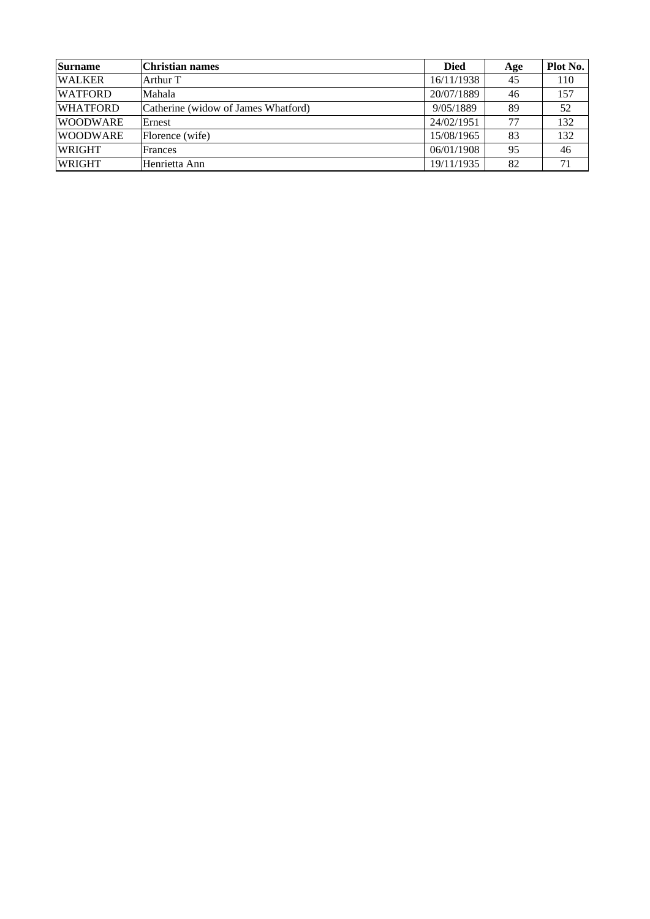| Surname | Christian names | Died | Age | Plot No. |
| --- | --- | --- | --- | --- |
| WALKER | Arthur T | 16/11/1938 | 45 | 110 |
| WATFORD | Mahala | 20/07/1889 | 46 | 157 |
| WHATFORD | Catherine (widow of James Whatford) | 9/05/1889 | 89 | 52 |
| WOODWARE | Ernest | 24/02/1951 | 77 | 132 |
| WOODWARE | Florence (wife) | 15/08/1965 | 83 | 132 |
| WRIGHT | Frances | 06/01/1908 | 95 | 46 |
| WRIGHT | Henrietta Ann | 19/11/1935 | 82 | 71 |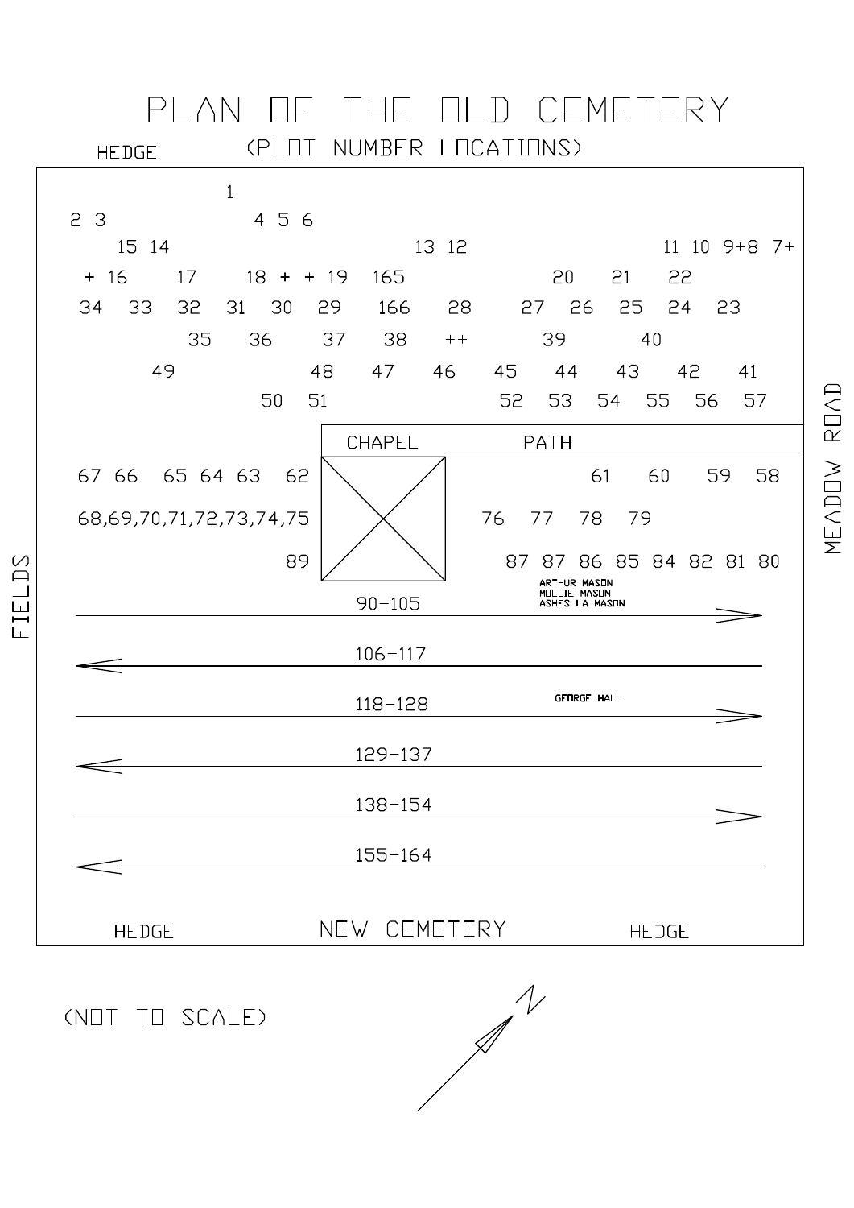# PLAN OF THE OLD CEMETERY

## (PLOT NUMBER LOCATIONS)

HEDGE

1

2 3 4 5 6

15 14 13 12 11 10 9+8 7+

+ 16 17 18 + + 19 165 20 21 22

34 33 32 31 30 29 166 28 27 26 25 24 23

35 36 37 38 ++ 39 40

49 48 47 46 45 44 43 42 41

50 51 52 53 54 55 56 57

CHAPEL PATH

67 66 65 64 63 62 61 60 59 58

68,69,70,71,72,73,74,75 76 77 78 79

89 87 87 86 85 84 82 81 80

ARTHUR MASON
MOLLIE MASON
ASHES LA MASON

90–105

106–117

GEORGE HALL

118–128

129–137

138–154

155–164

HEDGE NEW CEMETERY HEDGE

FIELDS

MEADOW ROAD

(NOT TO SCALE)

N